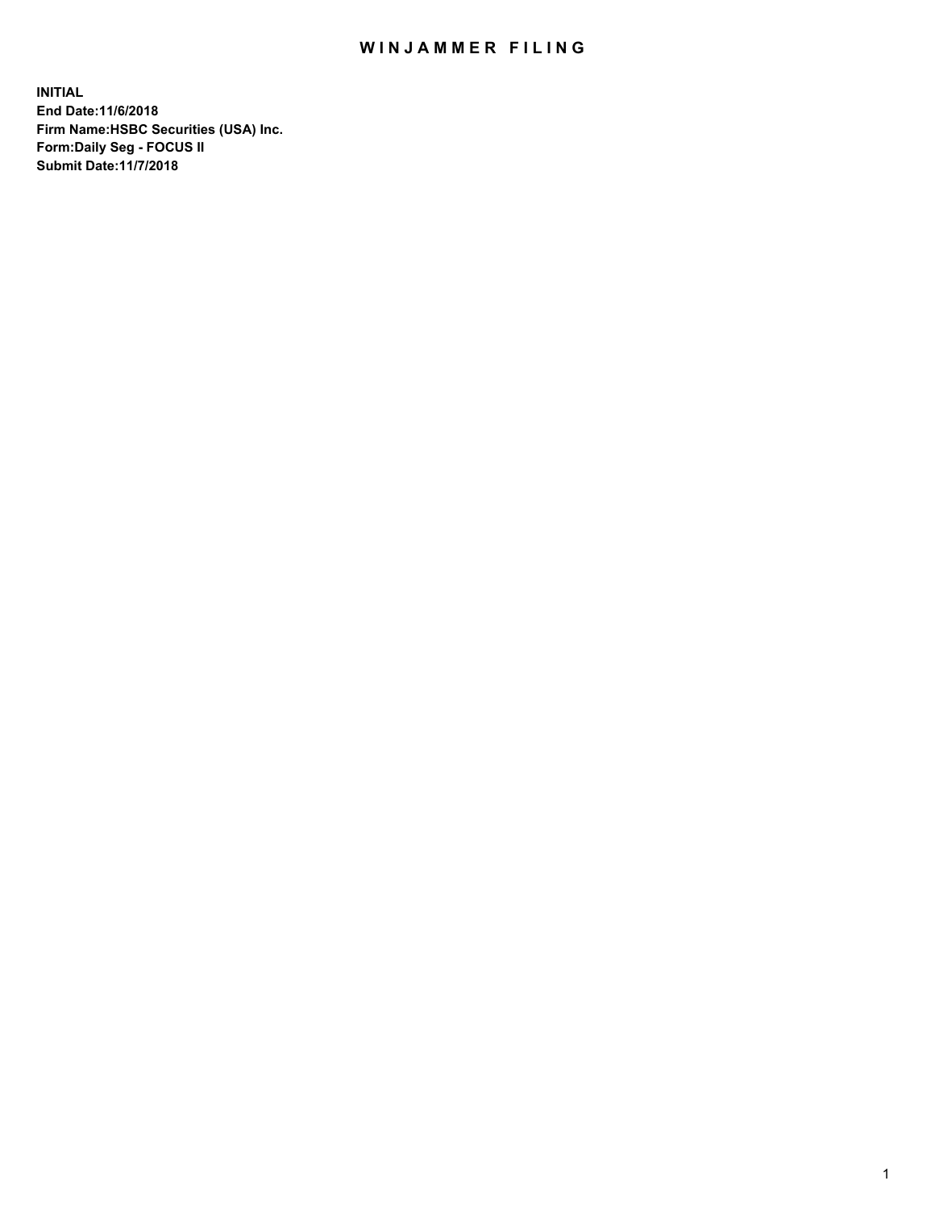# WINJAMMER FILING

**INITIAL**
**End Date:11/6/2018**
**Firm Name:HSBC Securities (USA) Inc.**
**Form:Daily Seg - FOCUS II**
**Submit Date:11/7/2018**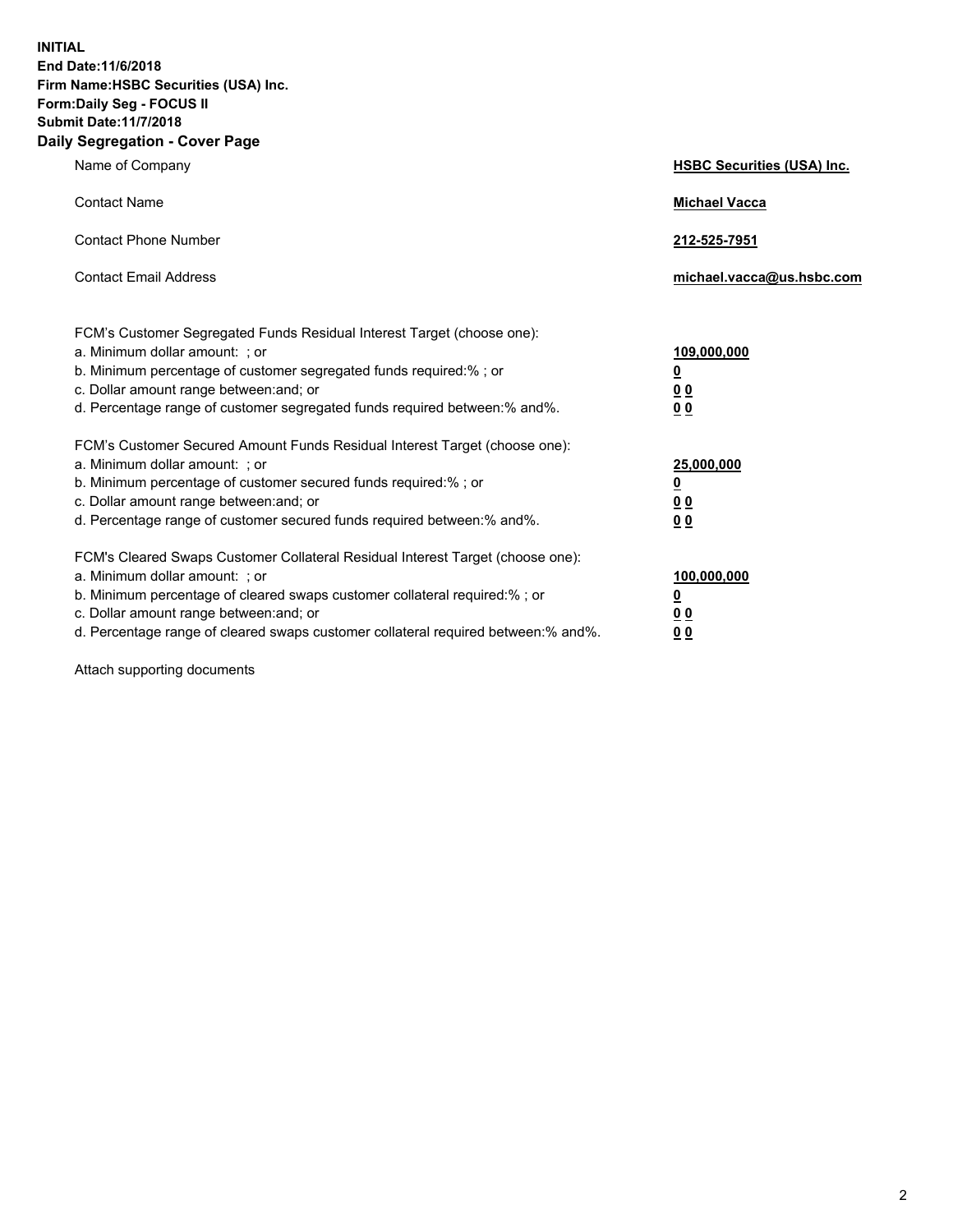**INITIAL**
**End Date:11/6/2018**
**Firm Name:HSBC Securities (USA) Inc.**
**Form:Daily Seg - FOCUS II**
**Submit Date:11/7/2018**

## Daily Segregation - Cover Page

| | |
|---|---|
| Name of Company | **HSBC Securities (USA) Inc.** |
| Contact Name | **Michael Vacca** |
| Contact Phone Number | **212-525-7951** |
| Contact Email Address | **michael.vacca@us.hsbc.com** |

FCM's Customer Segregated Funds Residual Interest Target (choose one):

| | |
|---|---|
| a. Minimum dollar amount: ; or | **109,000,000** |
| b. Minimum percentage of customer segregated funds required:% ; or | **0** |
| c. Dollar amount range between:and; or | **0 0** |
| d. Percentage range of customer segregated funds required between:% and%. | **0 0** |

FCM's Customer Secured Amount Funds Residual Interest Target (choose one):

| | |
|---|---|
| a. Minimum dollar amount: ; or | **25,000,000** |
| b. Minimum percentage of customer secured funds required:% ; or | **0** |
| c. Dollar amount range between:and; or | **0 0** |
| d. Percentage range of customer secured funds required between:% and%. | **0 0** |

FCM's Cleared Swaps Customer Collateral Residual Interest Target (choose one):

| | |
|---|---|
| a. Minimum dollar amount: ; or | **100,000,000** |
| b. Minimum percentage of cleared swaps customer collateral required:% ; or | **0** |
| c. Dollar amount range between:and; or | **0 0** |
| d. Percentage range of cleared swaps customer collateral required between:% and%. | **0 0** |

Attach supporting documents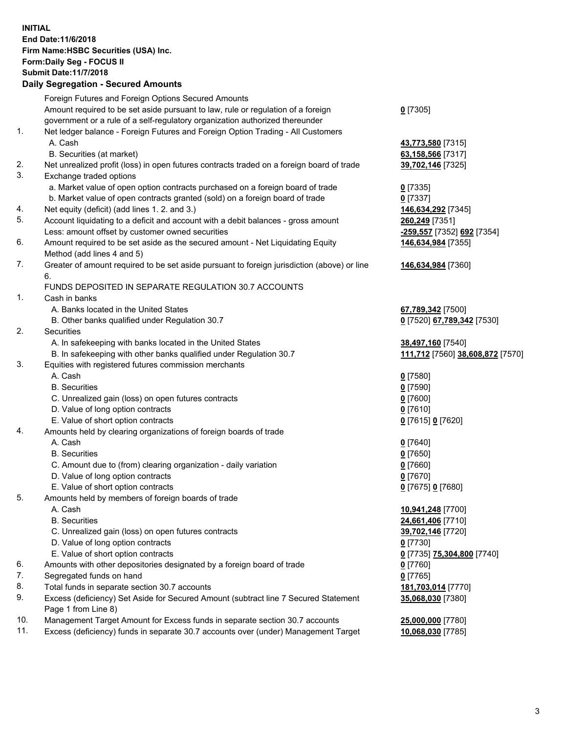**INITIAL**
**End Date:11/6/2018**
**Firm Name:HSBC Securities (USA) Inc.**
**Form:Daily Seg - FOCUS II**
**Submit Date:11/7/2018**

## Daily Segregation - Secured Amounts

| | | |
|---|---|---|
| | Foreign Futures and Foreign Options Secured Amounts | |
| | Amount required to be set aside pursuant to law, rule or regulation of a foreign government or a rule of a self-regulatory organization authorized thereunder | **0** [7305] |
| 1. | Net ledger balance - Foreign Futures and Foreign Option Trading - All Customers | |
| | A. Cash | **43,773,580** [7315] |
| | B. Securities (at market) | **63,158,566** [7317] |
| 2. | Net unrealized profit (loss) in open futures contracts traded on a foreign board of trade | **39,702,146** [7325] |
| 3. | Exchange traded options | |
| | a. Market value of open option contracts purchased on a foreign board of trade | **0** [7335] |
| | b. Market value of open contracts granted (sold) on a foreign board of trade | **0** [7337] |
| 4. | Net equity (deficit) (add lines 1. 2. and 3.) | **146,634,292** [7345] |
| 5. | Account liquidating to a deficit and account with a debit balances - gross amount | **260,249** [7351] |
| | Less: amount offset by customer owned securities | **-259,557** [7352] **692** [7354] |
| 6. | Amount required to be set aside as the secured amount - Net Liquidating Equity Method (add lines 4 and 5) | **146,634,984** [7355] |
| 7. | Greater of amount required to be set aside pursuant to foreign jurisdiction (above) or line 6. | **146,634,984** [7360] |
| | FUNDS DEPOSITED IN SEPARATE REGULATION 30.7 ACCOUNTS | |
| 1. | Cash in banks | |
| | A. Banks located in the United States | **67,789,342** [7500] |
| | B. Other banks qualified under Regulation 30.7 | **0** [7520] **67,789,342** [7530] |
| 2. | Securities | |
| | A. In safekeeping with banks located in the United States | **38,497,160** [7540] |
| | B. In safekeeping with other banks qualified under Regulation 30.7 | **111,712** [7560] **38,608,872** [7570] |
| 3. | Equities with registered futures commission merchants | |
| | A. Cash | **0** [7580] |
| | B. Securities | **0** [7590] |
| | C. Unrealized gain (loss) on open futures contracts | **0** [7600] |
| | D. Value of long option contracts | **0** [7610] |
| | E. Value of short option contracts | **0** [7615] **0** [7620] |
| 4. | Amounts held by clearing organizations of foreign boards of trade | |
| | A. Cash | **0** [7640] |
| | B. Securities | **0** [7650] |
| | C. Amount due to (from) clearing organization - daily variation | **0** [7660] |
| | D. Value of long option contracts | **0** [7670] |
| | E. Value of short option contracts | **0** [7675] **0** [7680] |
| 5. | Amounts held by members of foreign boards of trade | |
| | A. Cash | **10,941,248** [7700] |
| | B. Securities | **24,661,406** [7710] |
| | C. Unrealized gain (loss) on open futures contracts | **39,702,146** [7720] |
| | D. Value of long option contracts | **0** [7730] |
| | E. Value of short option contracts | **0** [7735] **75,304,800** [7740] |
| 6. | Amounts with other depositories designated by a foreign board of trade | **0** [7760] |
| 7. | Segregated funds on hand | **0** [7765] |
| 8. | Total funds in separate section 30.7 accounts | **181,703,014** [7770] |
| 9. | Excess (deficiency) Set Aside for Secured Amount (subtract line 7 Secured Statement Page 1 from Line 8) | **35,068,030** [7380] |
| 10. | Management Target Amount for Excess funds in separate section 30.7 accounts | **25,000,000** [7780] |
| 11. | Excess (deficiency) funds in separate 30.7 accounts over (under) Management Target | **10,068,030** [7785] |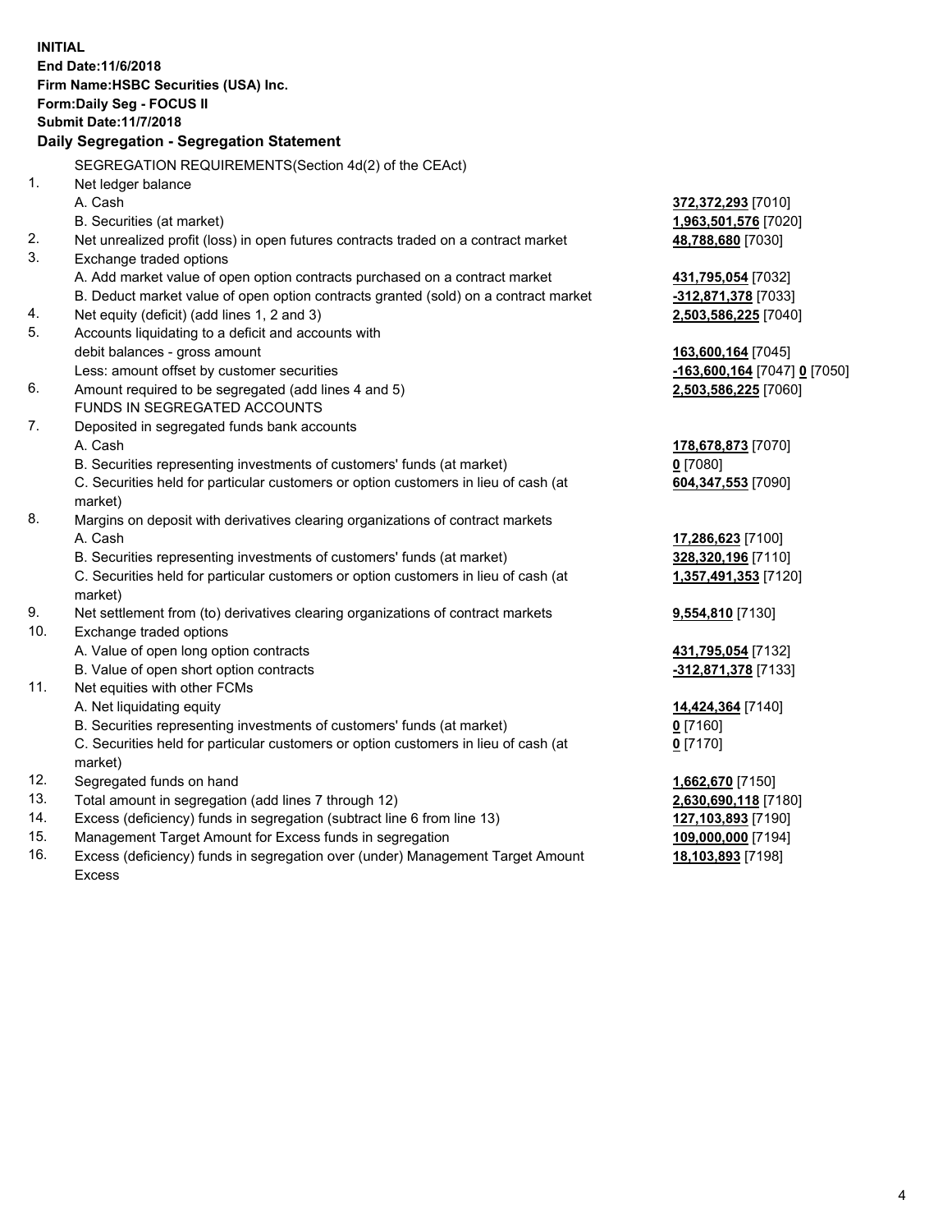**INITIAL**
**End Date:11/6/2018**
**Firm Name:HSBC Securities (USA) Inc.**
**Form:Daily Seg - FOCUS II**
**Submit Date:11/7/2018**

### Daily Segregation - Segregation Statement

| | | |
|---|---|---|
| | SEGREGATION REQUIREMENTS(Section 4d(2) of the CEAct) | |
| 1. | Net ledger balance | |
| | A. Cash | **372,372,293** [7010] |
| | B. Securities (at market) | **1,963,501,576** [7020] |
| 2. | Net unrealized profit (loss) in open futures contracts traded on a contract market | **48,788,680** [7030] |
| 3. | Exchange traded options | |
| | A. Add market value of open option contracts purchased on a contract market | **431,795,054** [7032] |
| | B. Deduct market value of open option contracts granted (sold) on a contract market | **-312,871,378** [7033] |
| 4. | Net equity (deficit) (add lines 1, 2 and 3) | **2,503,586,225** [7040] |
| 5. | Accounts liquidating to a deficit and accounts with debit balances - gross amount | **163,600,164** [7045] |
| | Less: amount offset by customer securities | **-163,600,164** [7047] **0** [7050] |
| 6. | Amount required to be segregated (add lines 4 and 5) | **2,503,586,225** [7060] |
| | FUNDS IN SEGREGATED ACCOUNTS | |
| 7. | Deposited in segregated funds bank accounts | |
| | A. Cash | **178,678,873** [7070] |
| | B. Securities representing investments of customers' funds (at market) | **0** [7080] |
| | C. Securities held for particular customers or option customers in lieu of cash (at market) | **604,347,553** [7090] |
| 8. | Margins on deposit with derivatives clearing organizations of contract markets | |
| | A. Cash | **17,286,623** [7100] |
| | B. Securities representing investments of customers' funds (at market) | **328,320,196** [7110] |
| | C. Securities held for particular customers or option customers in lieu of cash (at market) | **1,357,491,353** [7120] |
| 9. | Net settlement from (to) derivatives clearing organizations of contract markets | **9,554,810** [7130] |
| 10. | Exchange traded options | |
| | A. Value of open long option contracts | **431,795,054** [7132] |
| | B. Value of open short option contracts | **-312,871,378** [7133] |
| 11. | Net equities with other FCMs | |
| | A. Net liquidating equity | **14,424,364** [7140] |
| | B. Securities representing investments of customers' funds (at market) | **0** [7160] |
| | C. Securities held for particular customers or option customers in lieu of cash (at market) | **0** [7170] |
| 12. | Segregated funds on hand | **1,662,670** [7150] |
| 13. | Total amount in segregation (add lines 7 through 12) | **2,630,690,118** [7180] |
| 14. | Excess (deficiency) funds in segregation (subtract line 6 from line 13) | **127,103,893** [7190] |
| 15. | Management Target Amount for Excess funds in segregation | **109,000,000** [7194] |
| 16. | Excess (deficiency) funds in segregation over (under) Management Target Amount Excess | **18,103,893** [7198] |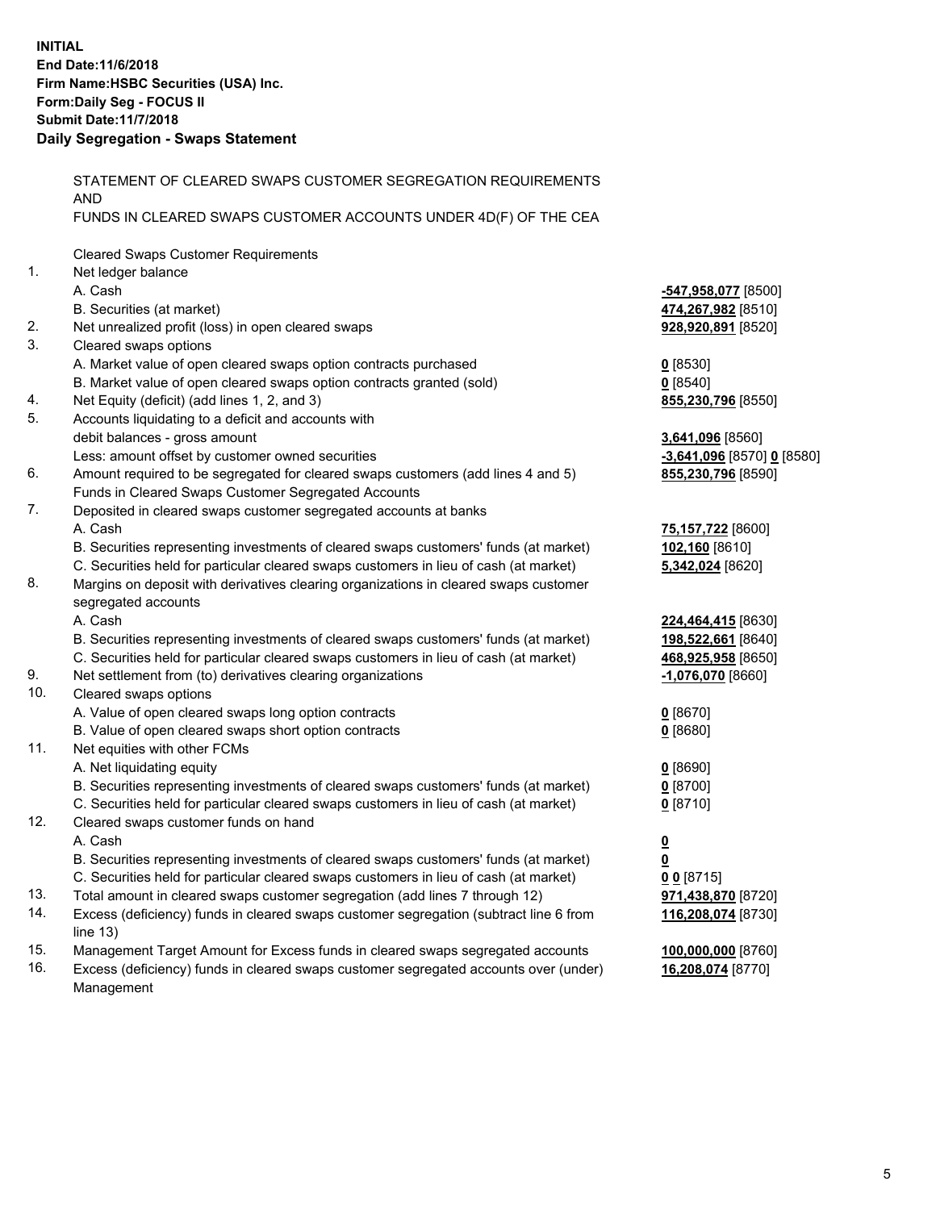**INITIAL**
**End Date:11/6/2018**
**Firm Name:HSBC Securities (USA) Inc.**
**Form:Daily Seg - FOCUS II**
**Submit Date:11/7/2018**
**Daily Segregation - Swaps Statement**

STATEMENT OF CLEARED SWAPS CUSTOMER SEGREGATION REQUIREMENTS AND FUNDS IN CLEARED SWAPS CUSTOMER ACCOUNTS UNDER 4D(F) OF THE CEA

| | | |
|---|---|---|
| | Cleared Swaps Customer Requirements | |
| 1. | Net ledger balance | |
| | A. Cash | **-547,958,077** [8500] |
| | B. Securities (at market) | **474,267,982** [8510] |
| 2. | Net unrealized profit (loss) in open cleared swaps | **928,920,891** [8520] |
| 3. | Cleared swaps options | |
| | A. Market value of open cleared swaps option contracts purchased | **0** [8530] |
| | B. Market value of open cleared swaps option contracts granted (sold) | **0** [8540] |
| 4. | Net Equity (deficit) (add lines 1, 2, and 3) | **855,230,796** [8550] |
| 5. | Accounts liquidating to a deficit and accounts with | |
| | debit balances - gross amount | **3,641,096** [8560] |
| | Less: amount offset by customer owned securities | **-3,641,096** [8570] **0** [8580] |
| 6. | Amount required to be segregated for cleared swaps customers (add lines 4 and 5) | **855,230,796** [8590] |
| | Funds in Cleared Swaps Customer Segregated Accounts | |
| 7. | Deposited in cleared swaps customer segregated accounts at banks | |
| | A. Cash | **75,157,722** [8600] |
| | B. Securities representing investments of cleared swaps customers' funds (at market) | **102,160** [8610] |
| | C. Securities held for particular cleared swaps customers in lieu of cash (at market) | **5,342,024** [8620] |
| 8. | Margins on deposit with derivatives clearing organizations in cleared swaps customer segregated accounts | |
| | A. Cash | **224,464,415** [8630] |
| | B. Securities representing investments of cleared swaps customers' funds (at market) | **198,522,661** [8640] |
| | C. Securities held for particular cleared swaps customers in lieu of cash (at market) | **468,925,958** [8650] |
| 9. | Net settlement from (to) derivatives clearing organizations | **-1,076,070** [8660] |
| 10. | Cleared swaps options | |
| | A. Value of open cleared swaps long option contracts | **0** [8670] |
| | B. Value of open cleared swaps short option contracts | **0** [8680] |
| 11. | Net equities with other FCMs | |
| | A. Net liquidating equity | **0** [8690] |
| | B. Securities representing investments of cleared swaps customers' funds (at market) | **0** [8700] |
| | C. Securities held for particular cleared swaps customers in lieu of cash (at market) | **0** [8710] |
| 12. | Cleared swaps customer funds on hand | |
| | A. Cash | **0** |
| | B. Securities representing investments of cleared swaps customers' funds (at market) | **0** |
| | C. Securities held for particular cleared swaps customers in lieu of cash (at market) | **0** **0** [8715] |
| 13. | Total amount in cleared swaps customer segregation (add lines 7 through 12) | **971,438,870** [8720] |
| 14. | Excess (deficiency) funds in cleared swaps customer segregation (subtract line 6 from line 13) | **116,208,074** [8730] |
| 15. | Management Target Amount for Excess funds in cleared swaps segregated accounts | **100,000,000** [8760] |
| 16. | Excess (deficiency) funds in cleared swaps customer segregated accounts over (under) Management | **16,208,074** [8770] |